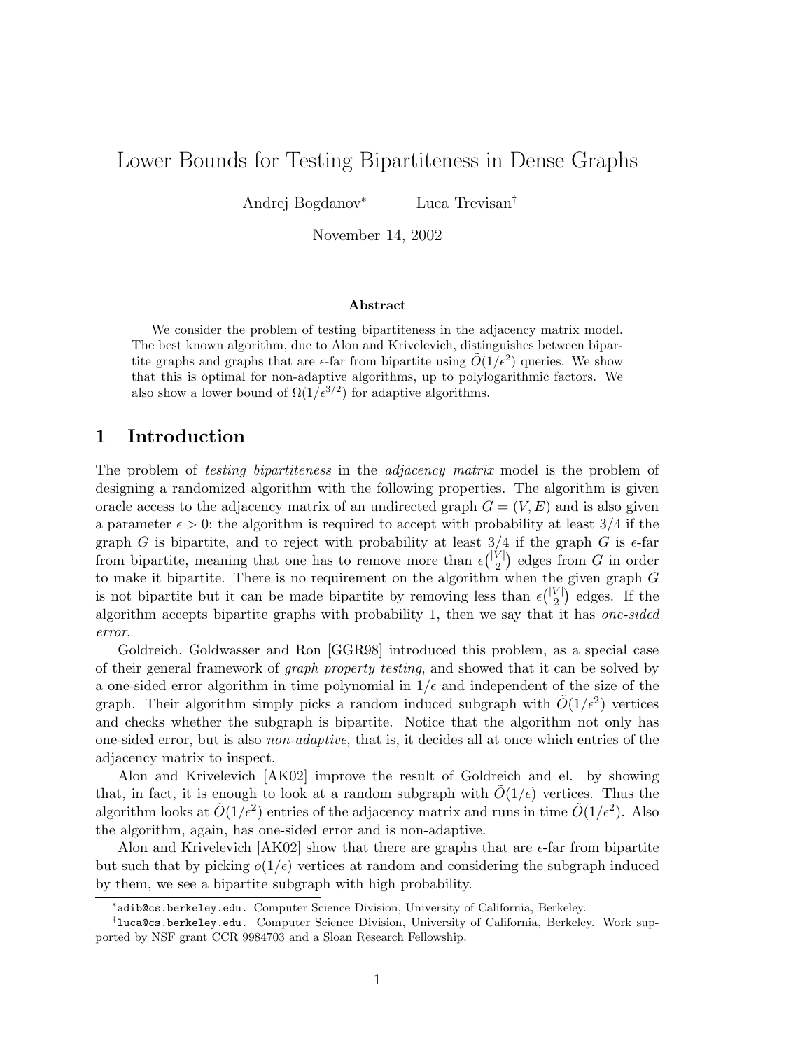# Lower Bounds for Testing Bipartiteness in Dense Graphs

Andrej Bogdanov[*] Luca Trevisan[†]

November 14, 2002

### Abstract

We consider the problem of testing bipartiteness in the adjacency matrix model. The best known algorithm, due to Alon and Krivelevich, distinguishes between bipartite graphs and graphs that are $\epsilon$-far from bipartite using $\tilde{O}(1/\epsilon^2)$ queries. We show that this is optimal for non-adaptive algorithms, up to polylogarithmic factors. We also show a lower bound of $\Omega(1/\epsilon^{3/2})$ for adaptive algorithms.

## 1 Introduction

The problem of *testing bipartiteness* in the *adjacency matrix* model is the problem of designing a randomized algorithm with the following properties. The algorithm is given oracle access to the adjacency matrix of an undirected graph $G = (V, E)$ and is also given a parameter $\epsilon > 0$; the algorithm is required to accept with probability at least 3/4 if the graph $G$ is bipartite, and to reject with probability at least 3/4 if the graph $G$ is $\epsilon$-far from bipartite, meaning that one has to remove more than $\epsilon\binom{|V|}{2}$ edges from $G$ in order to make it bipartite. There is no requirement on the algorithm when the given graph $G$ is not bipartite but it can be made bipartite by removing less than $\epsilon\binom{|V|}{2}$ edges. If the algorithm accepts bipartite graphs with probability 1, then we say that it has *one-sided error*.

Goldreich, Goldwasser and Ron [GGR98] introduced this problem, as a special case of their general framework of *graph property testing*, and showed that it can be solved by a one-sided error algorithm in time polynomial in $1/\epsilon$ and independent of the size of the graph. Their algorithm simply picks a random induced subgraph with $\tilde{O}(1/\epsilon^2)$ vertices and checks whether the subgraph is bipartite. Notice that the algorithm not only has one-sided error, but is also *non-adaptive*, that is, it decides all at once which entries of the adjacency matrix to inspect.

Alon and Krivelevich [AK02] improve the result of Goldreich and el. by showing that, in fact, it is enough to look at a random subgraph with $\tilde{O}(1/\epsilon)$ vertices. Thus the algorithm looks at $\tilde{O}(1/\epsilon^2)$ entries of the adjacency matrix and runs in time $\tilde{O}(1/\epsilon^2)$. Also the algorithm, again, has one-sided error and is non-adaptive.

Alon and Krivelevich [AK02] show that there are graphs that are $\epsilon$-far from bipartite but such that by picking $o(1/\epsilon)$ vertices at random and considering the subgraph induced by them, we see a bipartite subgraph with high probability.

---

[*] adib@cs.berkeley.edu. Computer Science Division, University of California, Berkeley.

[†] luca@cs.berkeley.edu. Computer Science Division, University of California, Berkeley. Work supported by NSF grant CCR 9984703 and a Sloan Research Fellowship.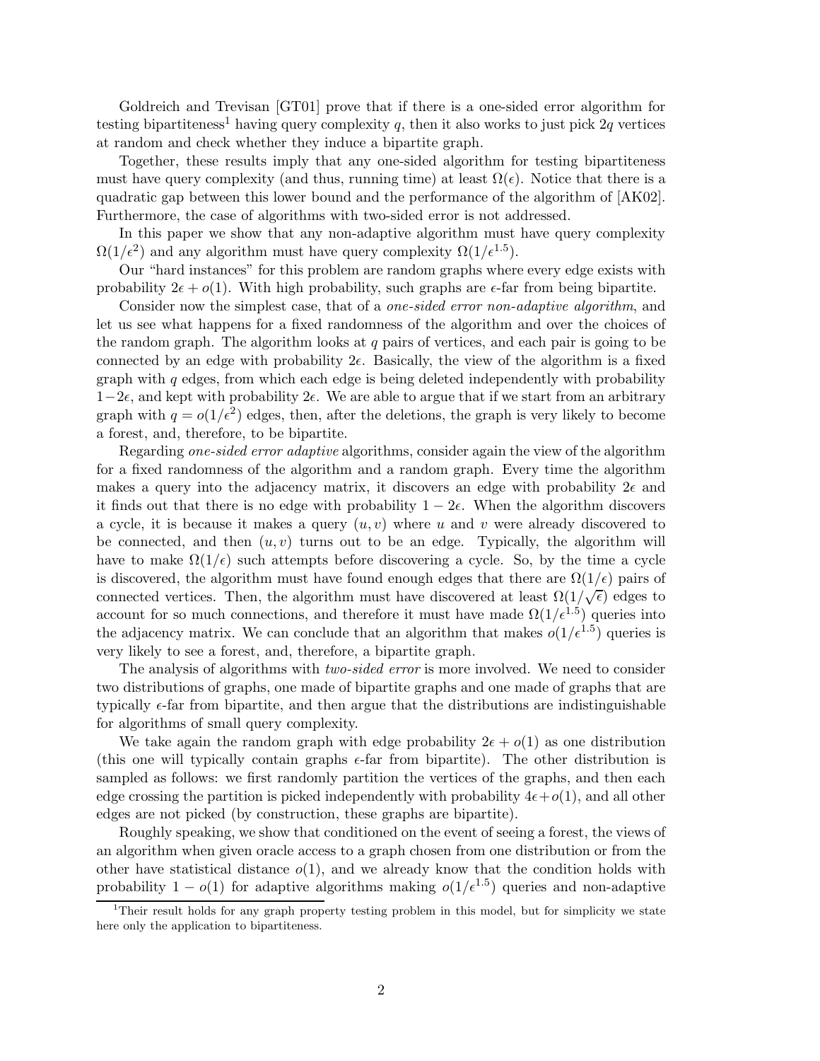Goldreich and Trevisan [GT01] prove that if there is a one-sided error algorithm for testing bipartiteness[1] having query complexity $q$, then it also works to just pick $2q$ vertices at random and check whether they induce a bipartite graph.

Together, these results imply that any one-sided algorithm for testing bipartiteness must have query complexity (and thus, running time) at least $\Omega(\epsilon)$. Notice that there is a quadratic gap between this lower bound and the performance of the algorithm of [AK02]. Furthermore, the case of algorithms with two-sided error is not addressed.

In this paper we show that any non-adaptive algorithm must have query complexity $\Omega(1/\epsilon^2)$ and any algorithm must have query complexity $\Omega(1/\epsilon^{1.5})$.

Our "hard instances" for this problem are random graphs where every edge exists with probability $2\epsilon + o(1)$. With high probability, such graphs are $\epsilon$-far from being bipartite.

Consider now the simplest case, that of a *one-sided error non-adaptive algorithm*, and let us see what happens for a fixed randomness of the algorithm and over the choices of the random graph. The algorithm looks at $q$ pairs of vertices, and each pair is going to be connected by an edge with probability $2\epsilon$. Basically, the view of the algorithm is a fixed graph with $q$ edges, from which each edge is being deleted independently with probability $1-2\epsilon$, and kept with probability $2\epsilon$. We are able to argue that if we start from an arbitrary graph with $q = o(1/\epsilon^2)$ edges, then, after the deletions, the graph is very likely to become a forest, and, therefore, to be bipartite.

Regarding *one-sided error adaptive* algorithms, consider again the view of the algorithm for a fixed randomness of the algorithm and a random graph. Every time the algorithm makes a query into the adjacency matrix, it discovers an edge with probability $2\epsilon$ and it finds out that there is no edge with probability $1 - 2\epsilon$. When the algorithm discovers a cycle, it is because it makes a query $(u, v)$ where $u$ and $v$ were already discovered to be connected, and then $(u, v)$ turns out to be an edge. Typically, the algorithm will have to make $\Omega(1/\epsilon)$ such attempts before discovering a cycle. So, by the time a cycle is discovered, the algorithm must have found enough edges that there are $\Omega(1/\epsilon)$ pairs of connected vertices. Then, the algorithm must have discovered at least $\Omega(1/\sqrt{\epsilon})$ edges to account for so much connections, and therefore it must have made $\Omega(1/\epsilon^{1.5})$ queries into the adjacency matrix. We can conclude that an algorithm that makes $o(1/\epsilon^{1.5})$ queries is very likely to see a forest, and, therefore, a bipartite graph.

The analysis of algorithms with *two-sided error* is more involved. We need to consider two distributions of graphs, one made of bipartite graphs and one made of graphs that are typically $\epsilon$-far from bipartite, and then argue that the distributions are indistinguishable for algorithms of small query complexity.

We take again the random graph with edge probability $2\epsilon + o(1)$ as one distribution (this one will typically contain graphs $\epsilon$-far from bipartite). The other distribution is sampled as follows: we first randomly partition the vertices of the graphs, and then each edge crossing the partition is picked independently with probability $4\epsilon + o(1)$, and all other edges are not picked (by construction, these graphs are bipartite).

Roughly speaking, we show that conditioned on the event of seeing a forest, the views of an algorithm when given oracle access to a graph chosen from one distribution or from the other have statistical distance $o(1)$, and we already know that the condition holds with probability $1 - o(1)$ for adaptive algorithms making $o(1/\epsilon^{1.5})$ queries and non-adaptive

[1] Their result holds for any graph property testing problem in this model, but for simplicity we state here only the application to bipartiteness.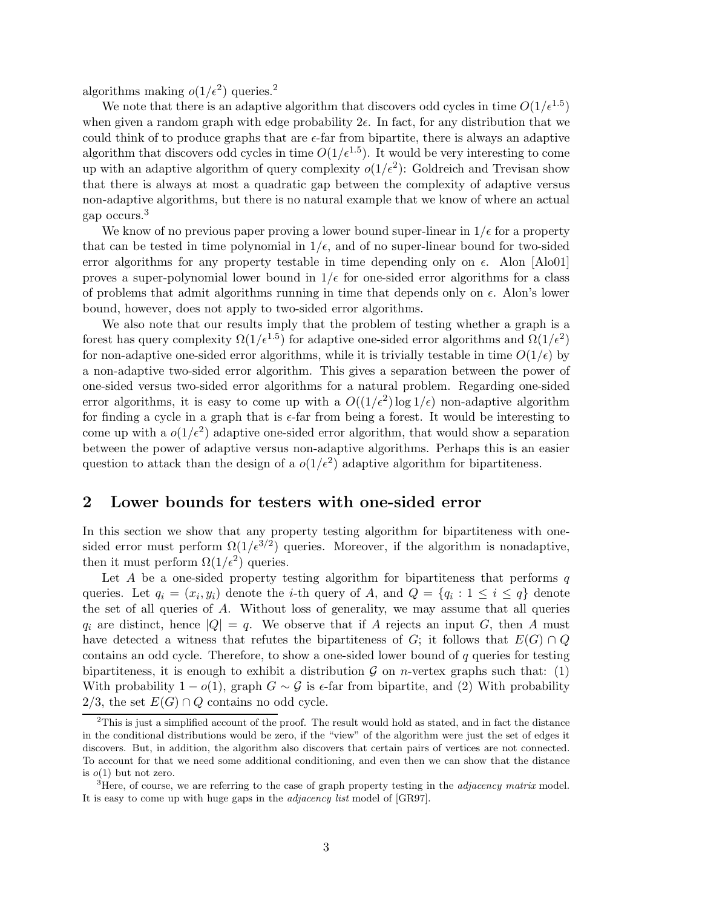algorithms making $o(1/\epsilon^2)$ queries.[2]

We note that there is an adaptive algorithm that discovers odd cycles in time $O(1/\epsilon^{1.5})$ when given a random graph with edge probability $2\epsilon$. In fact, for any distribution that we could think of to produce graphs that are $\epsilon$-far from bipartite, there is always an adaptive algorithm that discovers odd cycles in time $O(1/\epsilon^{1.5})$. It would be very interesting to come up with an adaptive algorithm of query complexity $o(1/\epsilon^2)$: Goldreich and Trevisan show that there is always at most a quadratic gap between the complexity of adaptive versus non-adaptive algorithms, but there is no natural example that we know of where an actual gap occurs.[3]

We know of no previous paper proving a lower bound super-linear in $1/\epsilon$ for a property that can be tested in time polynomial in $1/\epsilon$, and of no super-linear bound for two-sided error algorithms for any property testable in time depending only on $\epsilon$. Alon [Alo01] proves a super-polynomial lower bound in $1/\epsilon$ for one-sided error algorithms for a class of problems that admit algorithms running in time that depends only on $\epsilon$. Alon's lower bound, however, does not apply to two-sided error algorithms.

We also note that our results imply that the problem of testing whether a graph is a forest has query complexity $\Omega(1/\epsilon^{1.5})$ for adaptive one-sided error algorithms and $\Omega(1/\epsilon^2)$ for non-adaptive one-sided error algorithms, while it is trivially testable in time $O(1/\epsilon)$ by a non-adaptive two-sided error algorithm. This gives a separation between the power of one-sided versus two-sided error algorithms for a natural problem. Regarding one-sided error algorithms, it is easy to come up with a $O((1/\epsilon^2)\log 1/\epsilon)$ non-adaptive algorithm for finding a cycle in a graph that is $\epsilon$-far from being a forest. It would be interesting to come up with a $o(1/\epsilon^2)$ adaptive one-sided error algorithm, that would show a separation between the power of adaptive versus non-adaptive algorithms. Perhaps this is an easier question to attack than the design of a $o(1/\epsilon^2)$ adaptive algorithm for bipartiteness.

## 2 Lower bounds for testers with one-sided error

In this section we show that any property testing algorithm for bipartiteness with one-sided error must perform $\Omega(1/\epsilon^{3/2})$ queries. Moreover, if the algorithm is nonadaptive, then it must perform $\Omega(1/\epsilon^2)$ queries.

Let $A$ be a one-sided property testing algorithm for bipartiteness that performs $q$ queries. Let $q_i = (x_i, y_i)$ denote the $i$-th query of $A$, and $Q = \{q_i : 1 \leq i \leq q\}$ denote the set of all queries of $A$. Without loss of generality, we may assume that all queries $q_i$ are distinct, hence $|Q| = q$. We observe that if $A$ rejects an input $G$, then $A$ must have detected a witness that refutes the bipartiteness of $G$; it follows that $E(G) \cap Q$ contains an odd cycle. Therefore, to show a one-sided lower bound of $q$ queries for testing bipartiteness, it is enough to exhibit a distribution $\mathcal{G}$ on $n$-vertex graphs such that: (1) With probability $1 - o(1)$, graph $G \sim \mathcal{G}$ is $\epsilon$-far from bipartite, and (2) With probability $2/3$, the set $E(G) \cap Q$ contains no odd cycle.

[2] This is just a simplified account of the proof. The result would hold as stated, and in fact the distance in the conditional distributions would be zero, if the "view" of the algorithm were just the set of edges it discovers. But, in addition, the algorithm also discovers that certain pairs of vertices are not connected. To account for that we need some additional conditioning, and even then we can show that the distance is $o(1)$ but not zero.

[3] Here, of course, we are referring to the case of graph property testing in the *adjacency matrix* model. It is easy to come up with huge gaps in the *adjacency list* model of [GR97].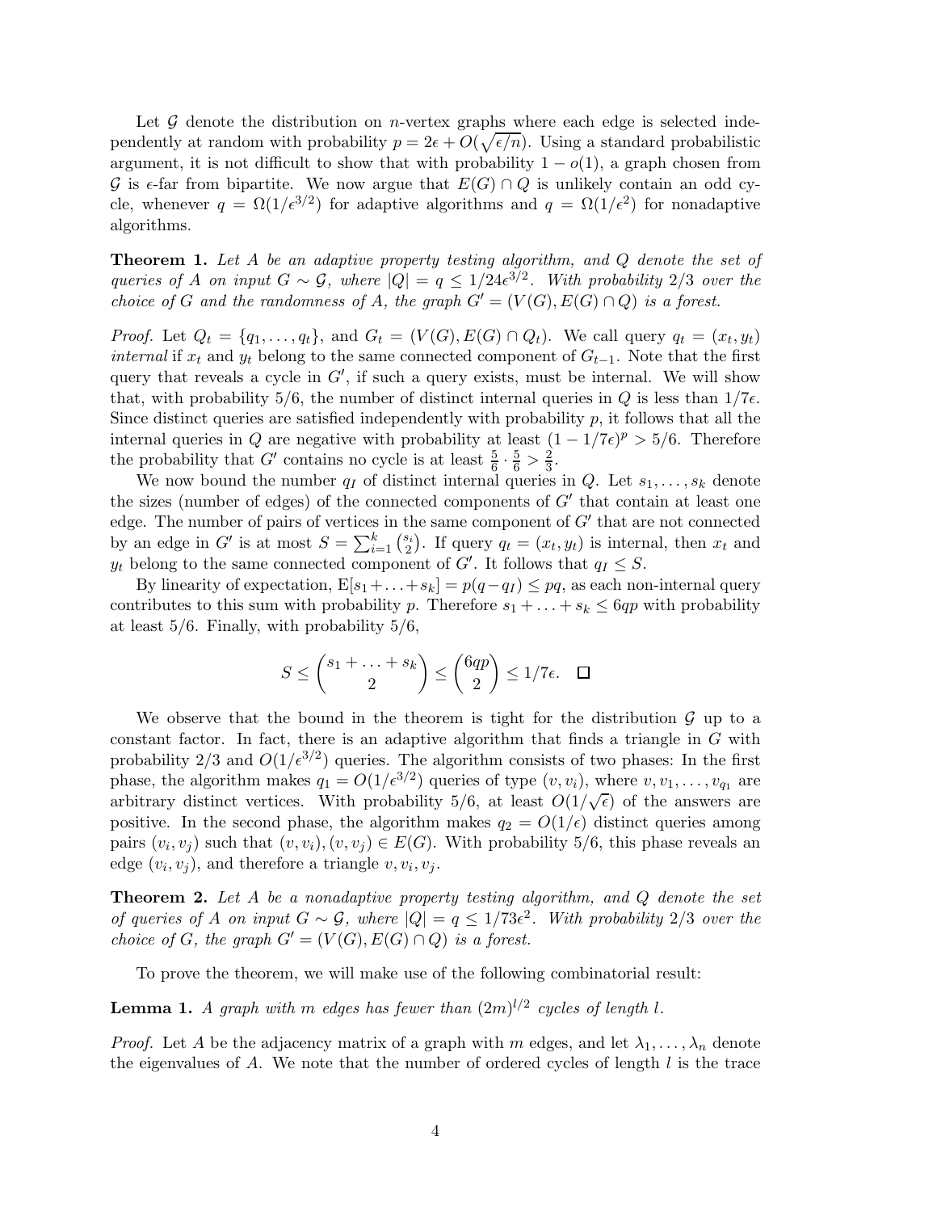Let $\mathcal{G}$ denote the distribution on $n$-vertex graphs where each edge is selected independently at random with probability $p = 2\epsilon + O(\sqrt{\epsilon/n})$. Using a standard probabilistic argument, it is not difficult to show that with probability $1 - o(1)$, a graph chosen from $\mathcal{G}$ is $\epsilon$-far from bipartite. We now argue that $E(G) \cap Q$ is unlikely contain an odd cycle, whenever $q = \Omega(1/\epsilon^{3/2})$ for adaptive algorithms and $q = \Omega(1/\epsilon^2)$ for nonadaptive algorithms.

**Theorem 1.** *Let $A$ be an adaptive property testing algorithm, and $Q$ denote the set of queries of $A$ on input $G \sim \mathcal{G}$, where $|Q| = q \leq 1/24\epsilon^{3/2}$. With probability $2/3$ over the choice of $G$ and the randomness of $A$, the graph $G' = (V(G), E(G) \cap Q)$ is a forest.*

*Proof.* Let $Q_t = \{q_1, \ldots, q_t\}$, and $G_t = (V(G), E(G) \cap Q_t)$. We call query $q_t = (x_t, y_t)$ *internal* if $x_t$ and $y_t$ belong to the same connected component of $G_{t-1}$. Note that the first query that reveals a cycle in $G'$, if such a query exists, must be internal. We will show that, with probability $5/6$, the number of distinct internal queries in $Q$ is less than $1/7\epsilon$. Since distinct queries are satisfied independently with probability $p$, it follows that all the internal queries in $Q$ are negative with probability at least $(1 - 1/7\epsilon)^p > 5/6$. Therefore the probability that $G'$ contains no cycle is at least $\frac{5}{6} \cdot \frac{5}{6} > \frac{2}{3}$.

We now bound the number $q_I$ of distinct internal queries in $Q$. Let $s_1, \ldots, s_k$ denote the sizes (number of edges) of the connected components of $G'$ that contain at least one edge. The number of pairs of vertices in the same component of $G'$ that are not connected by an edge in $G'$ is at most $S = \sum_{i=1}^{k} \binom{s_i}{2}$. If query $q_t = (x_t, y_t)$ is internal, then $x_t$ and $y_t$ belong to the same connected component of $G'$. It follows that $q_I \leq S$.

By linearity of expectation, $\mathrm{E}[s_1 + \ldots + s_k] = p(q - q_I) \leq pq$, as each non-internal query contributes to this sum with probability $p$. Therefore $s_1 + \ldots + s_k \leq 6qp$ with probability at least $5/6$. Finally, with probability $5/6$,

$$S \leq \binom{s_1 + \ldots + s_k}{2} \leq \binom{6qp}{2} \leq 1/7\epsilon. \quad \square$$

We observe that the bound in the theorem is tight for the distribution $\mathcal{G}$ up to a constant factor. In fact, there is an adaptive algorithm that finds a triangle in $G$ with probability $2/3$ and $O(1/\epsilon^{3/2})$ queries. The algorithm consists of two phases: In the first phase, the algorithm makes $q_1 = O(1/\epsilon^{3/2})$ queries of type $(v, v_i)$, where $v, v_1, \ldots, v_{q_1}$ are arbitrary distinct vertices. With probability $5/6$, at least $O(1/\sqrt{\epsilon})$ of the answers are positive. In the second phase, the algorithm makes $q_2 = O(1/\epsilon)$ distinct queries among pairs $(v_i, v_j)$ such that $(v, v_i), (v, v_j) \in E(G)$. With probability $5/6$, this phase reveals an edge $(v_i, v_j)$, and therefore a triangle $v, v_i, v_j$.

**Theorem 2.** *Let $A$ be a nonadaptive property testing algorithm, and $Q$ denote the set of queries of $A$ on input $G \sim \mathcal{G}$, where $|Q| = q \leq 1/73\epsilon^2$. With probability $2/3$ over the choice of $G$, the graph $G' = (V(G), E(G) \cap Q)$ is a forest.*

To prove the theorem, we will make use of the following combinatorial result:

**Lemma 1.** *A graph with $m$ edges has fewer than $(2m)^{l/2}$ cycles of length $l$.*

*Proof.* Let $A$ be the adjacency matrix of a graph with $m$ edges, and let $\lambda_1, \ldots, \lambda_n$ denote the eigenvalues of $A$. We note that the number of ordered cycles of length $l$ is the trace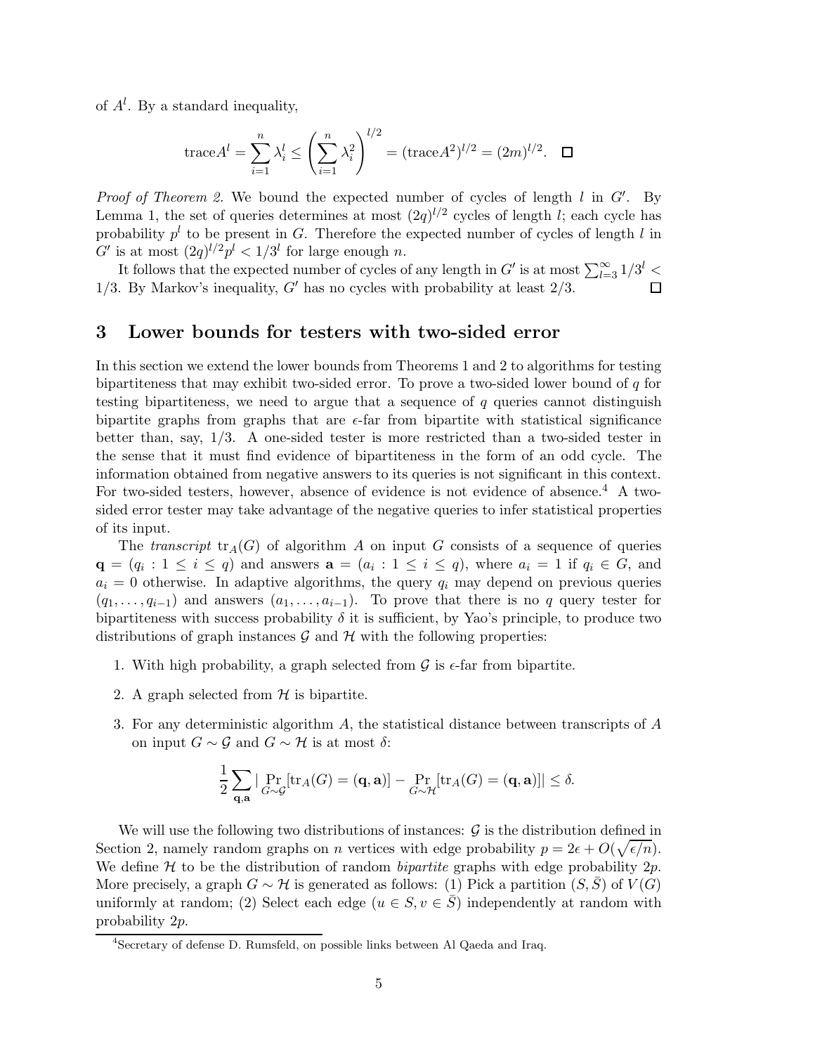of $A^l$. By a standard inequality,

$$\text{trace} A^l = \sum_{i=1}^{n} \lambda_i^l \leq \left( \sum_{i=1}^{n} \lambda_i^2 \right)^{l/2} = (\text{trace} A^2)^{l/2} = (2m)^{l/2}. \quad \square$$

*Proof of Theorem 2.* We bound the expected number of cycles of length $l$ in $G'$. By Lemma 1, the set of queries determines at most $(2q)^{l/2}$ cycles of length $l$; each cycle has probability $p^l$ to be present in $G$. Therefore the expected number of cycles of length $l$ in $G'$ is at most $(2q)^{l/2}p^l < 1/3^l$ for large enough $n$.

It follows that the expected number of cycles of any length in $G'$ is at most $\sum_{l=3}^{\infty} 1/3^l < 1/3$. By Markov's inequality, $G'$ has no cycles with probability at least $2/3$. $\square$

## 3 Lower bounds for testers with two-sided error

In this section we extend the lower bounds from Theorems 1 and 2 to algorithms for testing bipartiteness that may exhibit two-sided error. To prove a two-sided lower bound of $q$ for testing bipartiteness, we need to argue that a sequence of $q$ queries cannot distinguish bipartite graphs from graphs that are $\epsilon$-far from bipartite with statistical significance better than, say, $1/3$. A one-sided tester is more restricted than a two-sided tester in the sense that it must find evidence of bipartiteness in the form of an odd cycle. The information obtained from negative answers to its queries is not significant in this context. For two-sided testers, however, absence of evidence is not evidence of absence.[4] A two-sided error tester may take advantage of the negative queries to infer statistical properties of its input.

The *transcript* $\text{tr}_A(G)$ of algorithm $A$ on input $G$ consists of a sequence of queries $\mathbf{q} = (q_i : 1 \leq i \leq q)$ and answers $\mathbf{a} = (a_i : 1 \leq i \leq q)$, where $a_i = 1$ if $q_i \in G$, and $a_i = 0$ otherwise. In adaptive algorithms, the query $q_i$ may depend on previous queries $(q_1, \ldots, q_{i-1})$ and answers $(a_1, \ldots, a_{i-1})$. To prove that there is no $q$ query tester for bipartiteness with success probability $\delta$ it is sufficient, by Yao's principle, to produce two distributions of graph instances $\mathcal{G}$ and $\mathcal{H}$ with the following properties:

1. With high probability, a graph selected from $\mathcal{G}$ is $\epsilon$-far from bipartite.
2. A graph selected from $\mathcal{H}$ is bipartite.
3. For any deterministic algorithm $A$, the statistical distance between transcripts of $A$ on input $G \sim \mathcal{G}$ and $G \sim \mathcal{H}$ is at most $\delta$:

$$\frac{1}{2} \sum_{\mathbf{q},\mathbf{a}} \left| \Pr_{G \sim \mathcal{G}}[\text{tr}_A(G) = (\mathbf{q}, \mathbf{a})] - \Pr_{G \sim \mathcal{H}}[\text{tr}_A(G) = (\mathbf{q}, \mathbf{a})] \right| \leq \delta.$$

We will use the following two distributions of instances: $\mathcal{G}$ is the distribution defined in Section 2, namely random graphs on $n$ vertices with edge probability $p = 2\epsilon + O(\sqrt{\epsilon/n})$. We define $\mathcal{H}$ to be the distribution of random *bipartite* graphs with edge probability $2p$. More precisely, a graph $G \sim \mathcal{H}$ is generated as follows: (1) Pick a partition $(S, \bar{S})$ of $V(G)$ uniformly at random; (2) Select each edge $(u \in S, v \in \bar{S})$ independently at random with probability $2p$.

[4] Secretary of defense D. Rumsfeld, on possible links between Al Qaeda and Iraq.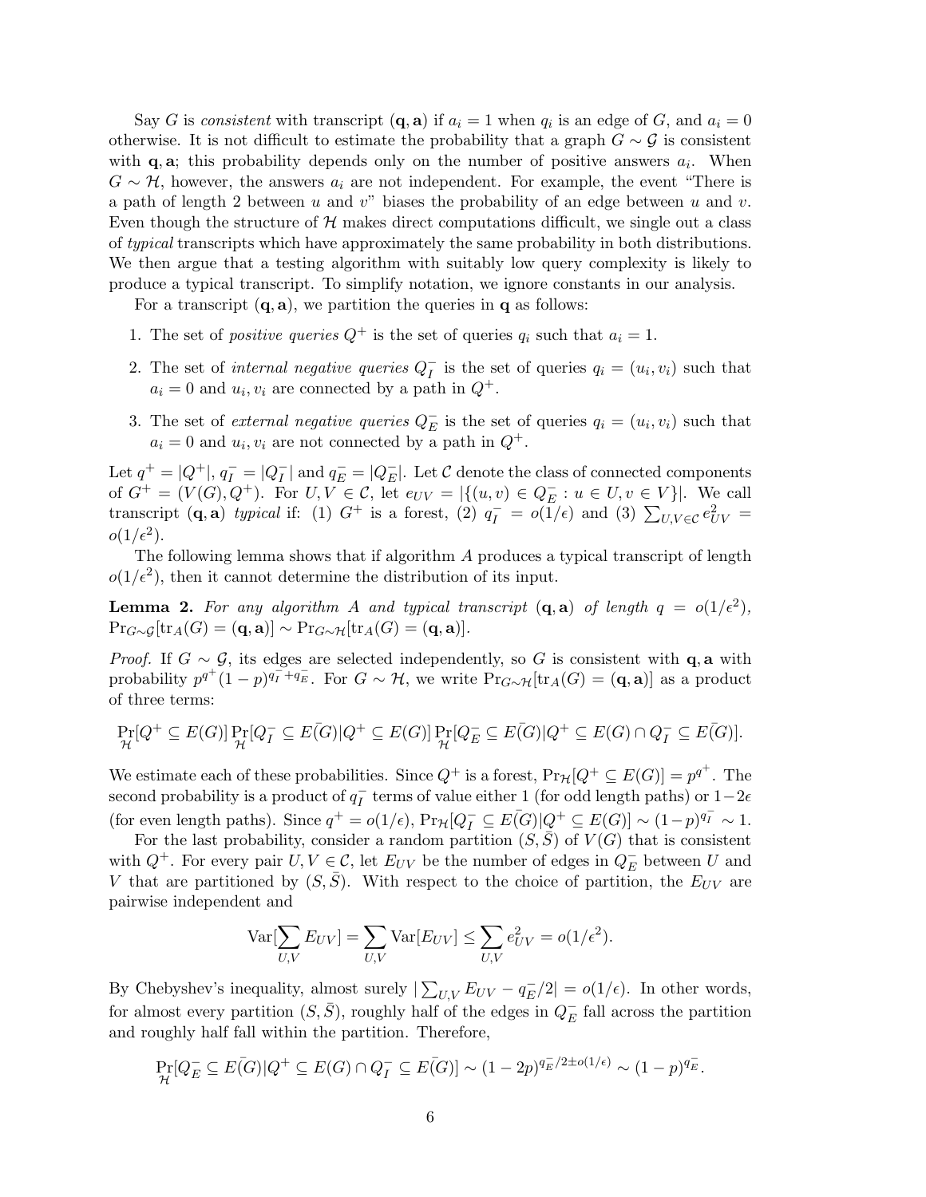Say $G$ is *consistent* with transcript $(\mathbf{q}, \mathbf{a})$ if $a_i = 1$ when $q_i$ is an edge of $G$, and $a_i = 0$ otherwise. It is not difficult to estimate the probability that a graph $G \sim \mathcal{G}$ is consistent with $\mathbf{q}, \mathbf{a}$; this probability depends only on the number of positive answers $a_i$. When $G \sim \mathcal{H}$, however, the answers $a_i$ are not independent. For example, the event "There is a path of length 2 between $u$ and $v$" biases the probability of an edge between $u$ and $v$. Even though the structure of $\mathcal{H}$ makes direct computations difficult, we single out a class of *typical* transcripts which have approximately the same probability in both distributions. We then argue that a testing algorithm with suitably low query complexity is likely to produce a typical transcript. To simplify notation, we ignore constants in our analysis.

For a transcript $(\mathbf{q}, \mathbf{a})$, we partition the queries in $\mathbf{q}$ as follows:

1. The set of *positive queries* $Q^+$ is the set of queries $q_i$ such that $a_i = 1$.
2. The set of *internal negative queries* $Q_I^-$ is the set of queries $q_i = (u_i, v_i)$ such that $a_i = 0$ and $u_i, v_i$ are connected by a path in $Q^+$.
3. The set of *external negative queries* $Q_E^-$ is the set of queries $q_i = (u_i, v_i)$ such that $a_i = 0$ and $u_i, v_i$ are not connected by a path in $Q^+$.

Let $q^+ = |Q^+|$, $q_I^- = |Q_I^-|$ and $q_E^- = |Q_E^-|$. Let $\mathcal{C}$ denote the class of connected components of $G^+ = (V(G), Q^+)$. For $U, V \in \mathcal{C}$, let $e_{UV} = |\{(u, v) \in Q_E^- : u \in U, v \in V\}|$. We call transcript $(\mathbf{q}, \mathbf{a})$ *typical* if: (1) $G^+$ is a forest, (2) $q_I^- = o(1/\epsilon)$ and (3) $\sum_{U,V \in \mathcal{C}} e_{UV}^2 = o(1/\epsilon^2)$.

The following lemma shows that if algorithm $A$ produces a typical transcript of length $o(1/\epsilon^2)$, then it cannot determine the distribution of its input.

**Lemma 2.** *For any algorithm $A$ and typical transcript $(\mathbf{q}, \mathbf{a})$ of length $q = o(1/\epsilon^2)$, $\Pr_{G \sim \mathcal{G}}[\mathrm{tr}_A(G) = (\mathbf{q}, \mathbf{a})] \sim \Pr_{G \sim \mathcal{H}}[\mathrm{tr}_A(G) = (\mathbf{q}, \mathbf{a})]$.*

*Proof.* If $G \sim \mathcal{G}$, its edges are selected independently, so $G$ is consistent with $\mathbf{q}, \mathbf{a}$ with probability $p^{q^+}(1-p)^{q_I^- + q_E^-}$. For $G \sim \mathcal{H}$, we write $\Pr_{G \sim \mathcal{H}}[\mathrm{tr}_A(G) = (\mathbf{q}, \mathbf{a})]$ as a product of three terms:

$$\Pr_{\mathcal{H}}[Q^+ \subseteq E(G)] \Pr_{\mathcal{H}}[Q_I^- \subseteq \bar{E(G)} | Q^+ \subseteq E(G)] \Pr_{\mathcal{H}}[Q_E^- \subseteq \bar{E(G)} | Q^+ \subseteq E(G) \cap Q_I^- \subseteq \bar{E(G)}].$$

We estimate each of these probabilities. Since $Q^+$ is a forest, $\Pr_{\mathcal{H}}[Q^+ \subseteq E(G)] = p^{q^+}$. The second probability is a product of $q_I^-$ terms of value either 1 (for odd length paths) or $1 - 2\epsilon$ (for even length paths). Since $q^+ = o(1/\epsilon)$, $\Pr_{\mathcal{H}}[Q_I^- \subseteq \bar{E(G)} | Q^+ \subseteq E(G)] \sim (1-p)^{q_I^-} \sim 1$.

For the last probability, consider a random partition $(S, \bar{S})$ of $V(G)$ that is consistent with $Q^+$. For every pair $U, V \in \mathcal{C}$, let $E_{UV}$ be the number of edges in $Q_E^-$ between $U$ and $V$ that are partitioned by $(S, \bar{S})$. With respect to the choice of partition, the $E_{UV}$ are pairwise independent and

$$\mathrm{Var}[\sum_{U,V} E_{UV}] = \sum_{U,V} \mathrm{Var}[E_{UV}] \leq \sum_{U,V} e_{UV}^2 = o(1/\epsilon^2).$$

By Chebyshev's inequality, almost surely $|\sum_{U,V} E_{UV} - q_E^-/2| = o(1/\epsilon)$. In other words, for almost every partition $(S, \bar{S})$, roughly half of the edges in $Q_E^-$ fall across the partition and roughly half fall within the partition. Therefore,

$$\Pr_{\mathcal{H}}[Q_E^- \subseteq \bar{E(G)} | Q^+ \subseteq E(G) \cap Q_I^- \subseteq \bar{E(G)}] \sim (1-2p)^{q_E^-/2 \pm o(1/\epsilon)} \sim (1-p)^{q_E^-}.$$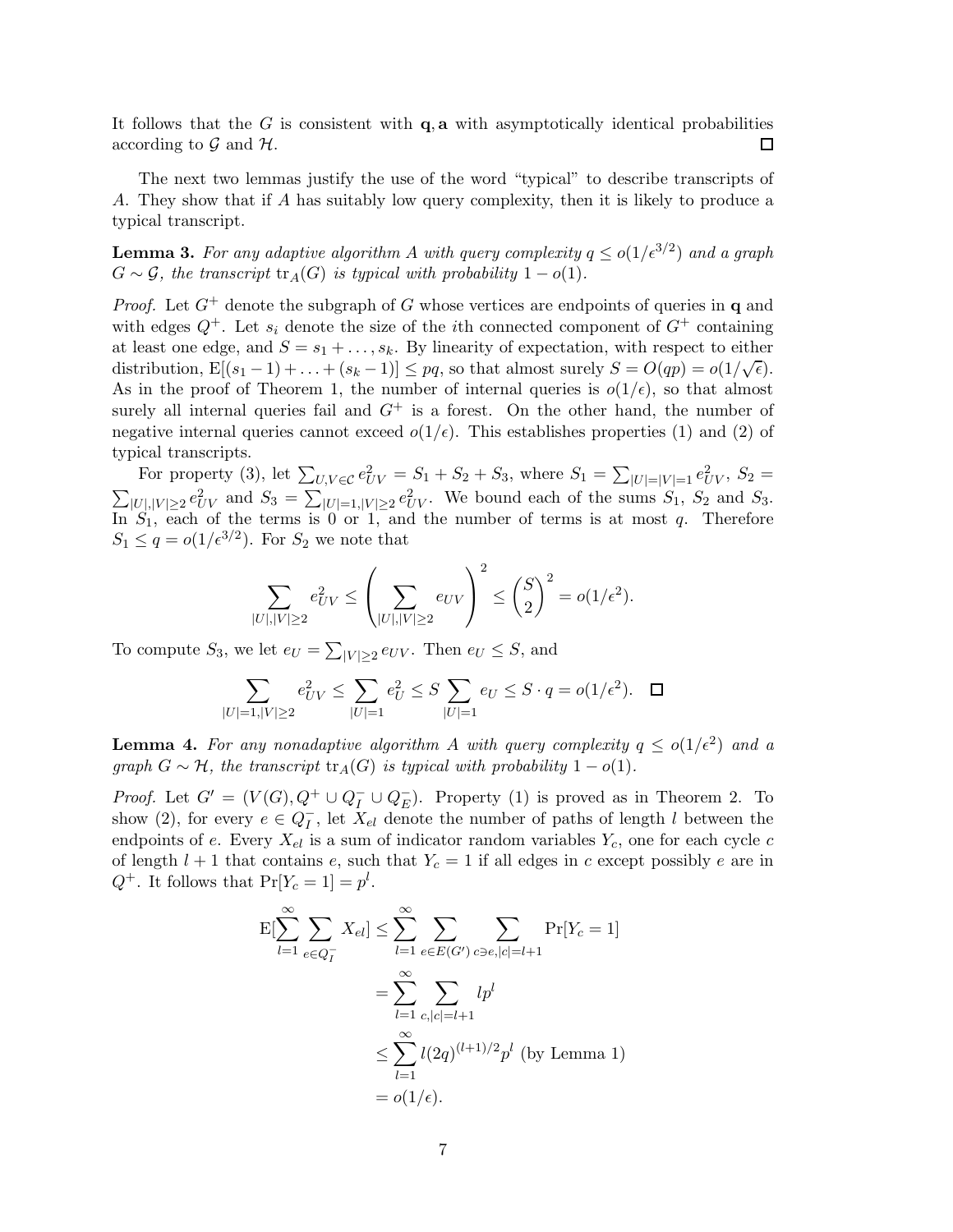It follows that the $G$ is consistent with $\mathbf{q}, \mathbf{a}$ with asymptotically identical probabilities according to $\mathcal{G}$ and $\mathcal{H}$. $\square$

The next two lemmas justify the use of the word "typical" to describe transcripts of $A$. They show that if $A$ has suitably low query complexity, then it is likely to produce a typical transcript.

**Lemma 3.** *For any adaptive algorithm $A$ with query complexity $q \leq o(1/\epsilon^{3/2})$ and a graph $G \sim \mathcal{G}$, the transcript $\mathrm{tr}_A(G)$ is typical with probability $1 - o(1)$.*

*Proof.* Let $G^+$ denote the subgraph of $G$ whose vertices are endpoints of queries in $\mathbf{q}$ and with edges $Q^+$. Let $s_i$ denote the size of the $i$th connected component of $G^+$ containing at least one edge, and $S = s_1 + \ldots, s_k$. By linearity of expectation, with respect to either distribution, $\mathrm{E}[(s_1 - 1) + \ldots + (s_k - 1)] \leq pq$, so that almost surely $S = O(qp) = o(1/\sqrt{\epsilon})$. As in the proof of Theorem 1, the number of internal queries is $o(1/\epsilon)$, so that almost surely all internal queries fail and $G^+$ is a forest. On the other hand, the number of negative internal queries cannot exceed $o(1/\epsilon)$. This establishes properties (1) and (2) of typical transcripts.

For property (3), let $\sum_{U,V \in \mathcal{C}} e_{UV}^2 = S_1 + S_2 + S_3$, where $S_1 = \sum_{|U|=|V|=1} e_{UV}^2$, $S_2 = \sum_{|U|,|V|\geq 2} e_{UV}^2$ and $S_3 = \sum_{|U|=1,|V|\geq 2} e_{UV}^2$. We bound each of the sums $S_1$, $S_2$ and $S_3$. In $S_1$, each of the terms is 0 or 1, and the number of terms is at most $q$. Therefore $S_1 \leq q = o(1/\epsilon^{3/2})$. For $S_2$ we note that

$$\sum_{|U|,|V|\geq 2} e_{UV}^2 \leq \left( \sum_{|U|,|V|\geq 2} e_{UV} \right)^2 \leq \binom{S}{2}^2 = o(1/\epsilon^2).$$

To compute $S_3$, we let $e_U = \sum_{|V|\geq 2} e_{UV}$. Then $e_U \leq S$, and

$$\sum_{|U|=1,|V|\geq 2} e_{UV}^2 \leq \sum_{|U|=1} e_U^2 \leq S \sum_{|U|=1} e_U \leq S \cdot q = o(1/\epsilon^2). \quad \square$$

**Lemma 4.** *For any nonadaptive algorithm $A$ with query complexity $q \leq o(1/\epsilon^2)$ and a graph $G \sim \mathcal{H}$, the transcript $\mathrm{tr}_A(G)$ is typical with probability $1 - o(1)$.*

*Proof.* Let $G' = (V(G), Q^+ \cup Q_I^- \cup Q_E^-)$. Property (1) is proved as in Theorem 2. To show (2), for every $e \in Q_I^-$, let $X_{el}$ denote the number of paths of length $l$ between the endpoints of $e$. Every $X_{el}$ is a sum of indicator random variables $Y_c$, one for each cycle $c$ of length $l+1$ that contains $e$, such that $Y_c = 1$ if all edges in $c$ except possibly $e$ are in $Q^+$. It follows that $\Pr[Y_c = 1] = p^l$.

$$\begin{aligned}
\mathrm{E}[\sum_{l=1}^{\infty} \sum_{e \in Q_I^-} X_{el}] &\leq \sum_{l=1}^{\infty} \sum_{e \in E(G')} \sum_{c \ni e, |c|=l+1} \Pr[Y_c = 1] \\
&= \sum_{l=1}^{\infty} \sum_{c, |c|=l+1} l p^l \\
&\leq \sum_{l=1}^{\infty} l (2q)^{(l+1)/2} p^l \text{ (by Lemma 1)} \\
&= o(1/\epsilon).
\end{aligned}$$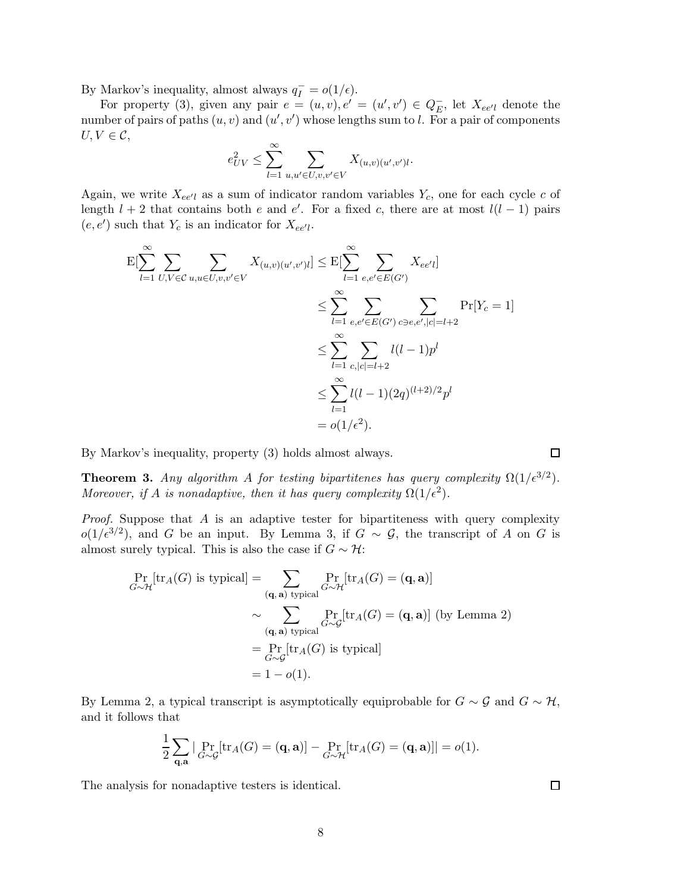By Markov's inequality, almost always $q_I^- = o(1/\epsilon)$.

For property (3), given any pair $e = (u,v), e' = (u',v') \in Q_E^-$, let $X_{ee'l}$ denote the number of pairs of paths $(u,v)$ and $(u',v')$ whose lengths sum to $l$. For a pair of components $U, V \in \mathcal{C}$,

$$e_{UV}^2 \leq \sum_{l=1}^{\infty} \sum_{u,u' \in U, v,v' \in V} X_{(u,v)(u',v')l}.$$

Again, we write $X_{ee'l}$ as a sum of indicator random variables $Y_c$, one for each cycle $c$ of length $l+2$ that contains both $e$ and $e'$. For a fixed $c$, there are at most $l(l-1)$ pairs $(e,e')$ such that $Y_c$ is an indicator for $X_{ee'l}$.

$$\begin{aligned}
\mathrm{E}[\sum_{l=1}^{\infty} \sum_{U,V \in \mathcal{C}} \sum_{u,u \in U, v,v' \in V} X_{(u,v)(u',v')l}] &\leq \mathrm{E}[\sum_{l=1}^{\infty} \sum_{e,e' \in E(G')} X_{ee'l}] \\
&\leq \sum_{l=1}^{\infty} \sum_{e,e' \in E(G')} \sum_{c \ni e,e', |c|=l+2} \Pr[Y_c = 1] \\
&\leq \sum_{l=1}^{\infty} \sum_{c, |c|=l+2} l(l-1)p^l \\
&\leq \sum_{l=1}^{\infty} l(l-1)(2q)^{(l+2)/2} p^l \\
&= o(1/\epsilon^2).
\end{aligned}$$

By Markov's inequality, property (3) holds almost always. ∎

**Theorem 3.** *Any algorithm $A$ for testing bipartitenes has query complexity $\Omega(1/\epsilon^{3/2})$. Moreover, if $A$ is nonadaptive, then it has query complexity $\Omega(1/\epsilon^2)$.*

*Proof.* Suppose that $A$ is an adaptive tester for bipartiteness with query complexity $o(1/\epsilon^{3/2})$, and $G$ be an input. By Lemma 3, if $G \sim \mathcal{G}$, the transcript of $A$ on $G$ is almost surely typical. This is also the case if $G \sim \mathcal{H}$:

$$\begin{aligned}
\Pr_{G \sim \mathcal{H}}[\mathrm{tr}_A(G) \text{ is typical}] &= \sum_{(\mathbf{q},\mathbf{a}) \text{ typical}} \Pr_{G \sim \mathcal{H}}[\mathrm{tr}_A(G) = (\mathbf{q},\mathbf{a})] \\
&\sim \sum_{(\mathbf{q},\mathbf{a}) \text{ typical}} \Pr_{G \sim \mathcal{G}}[\mathrm{tr}_A(G) = (\mathbf{q},\mathbf{a})] \text{ (by Lemma 2)} \\
&= \Pr_{G \sim \mathcal{G}}[\mathrm{tr}_A(G) \text{ is typical}] \\
&= 1 - o(1).
\end{aligned}$$

By Lemma 2, a typical transcript is asymptotically equiprobable for $G \sim \mathcal{G}$ and $G \sim \mathcal{H}$, and it follows that

$$\frac{1}{2} \sum_{\mathbf{q},\mathbf{a}} |\Pr_{G \sim \mathcal{G}}[\mathrm{tr}_A(G) = (\mathbf{q},\mathbf{a})] - \Pr_{G \sim \mathcal{H}}[\mathrm{tr}_A(G) = (\mathbf{q},\mathbf{a})]| = o(1).$$

The analysis for nonadaptive testers is identical. ∎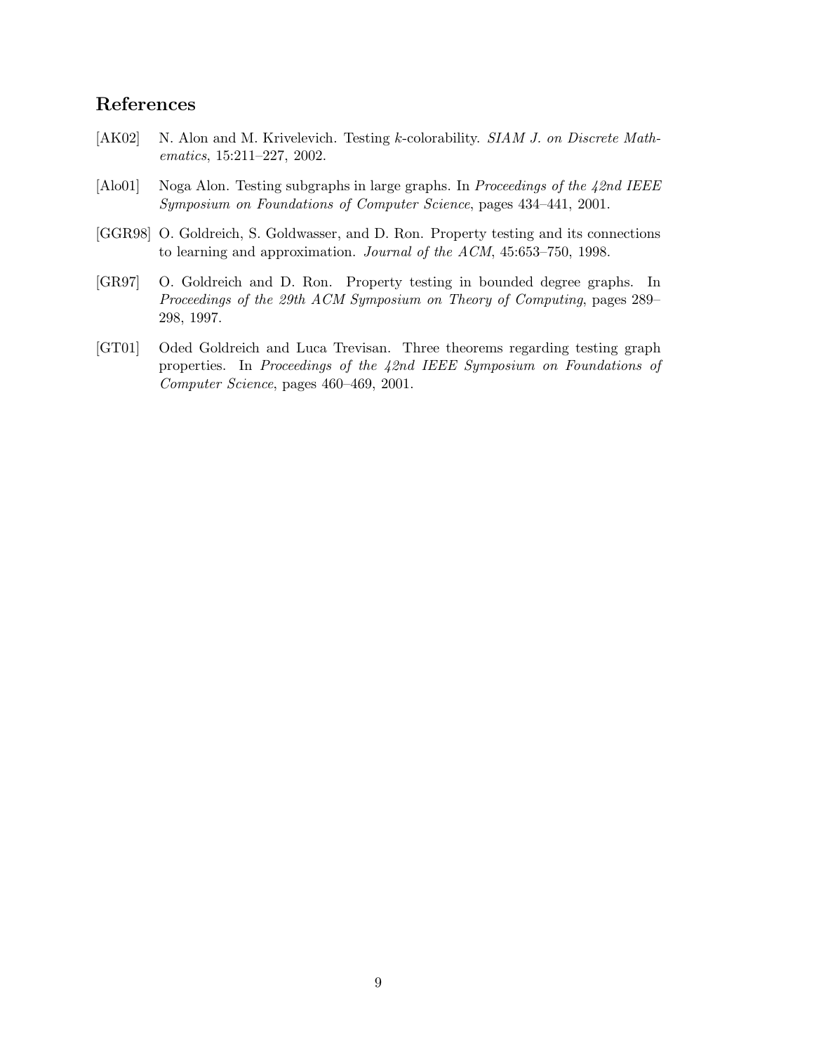## References

[AK02] N. Alon and M. Krivelevich. Testing $k$-colorability. *SIAM J. on Discrete Mathematics*, 15:211–227, 2002.

[Alo01] Noga Alon. Testing subgraphs in large graphs. In *Proceedings of the 42nd IEEE Symposium on Foundations of Computer Science*, pages 434–441, 2001.

[GGR98] O. Goldreich, S. Goldwasser, and D. Ron. Property testing and its connections to learning and approximation. *Journal of the ACM*, 45:653–750, 1998.

[GR97] O. Goldreich and D. Ron. Property testing in bounded degree graphs. In *Proceedings of the 29th ACM Symposium on Theory of Computing*, pages 289–298, 1997.

[GT01] Oded Goldreich and Luca Trevisan. Three theorems regarding testing graph properties. In *Proceedings of the 42nd IEEE Symposium on Foundations of Computer Science*, pages 460–469, 2001.